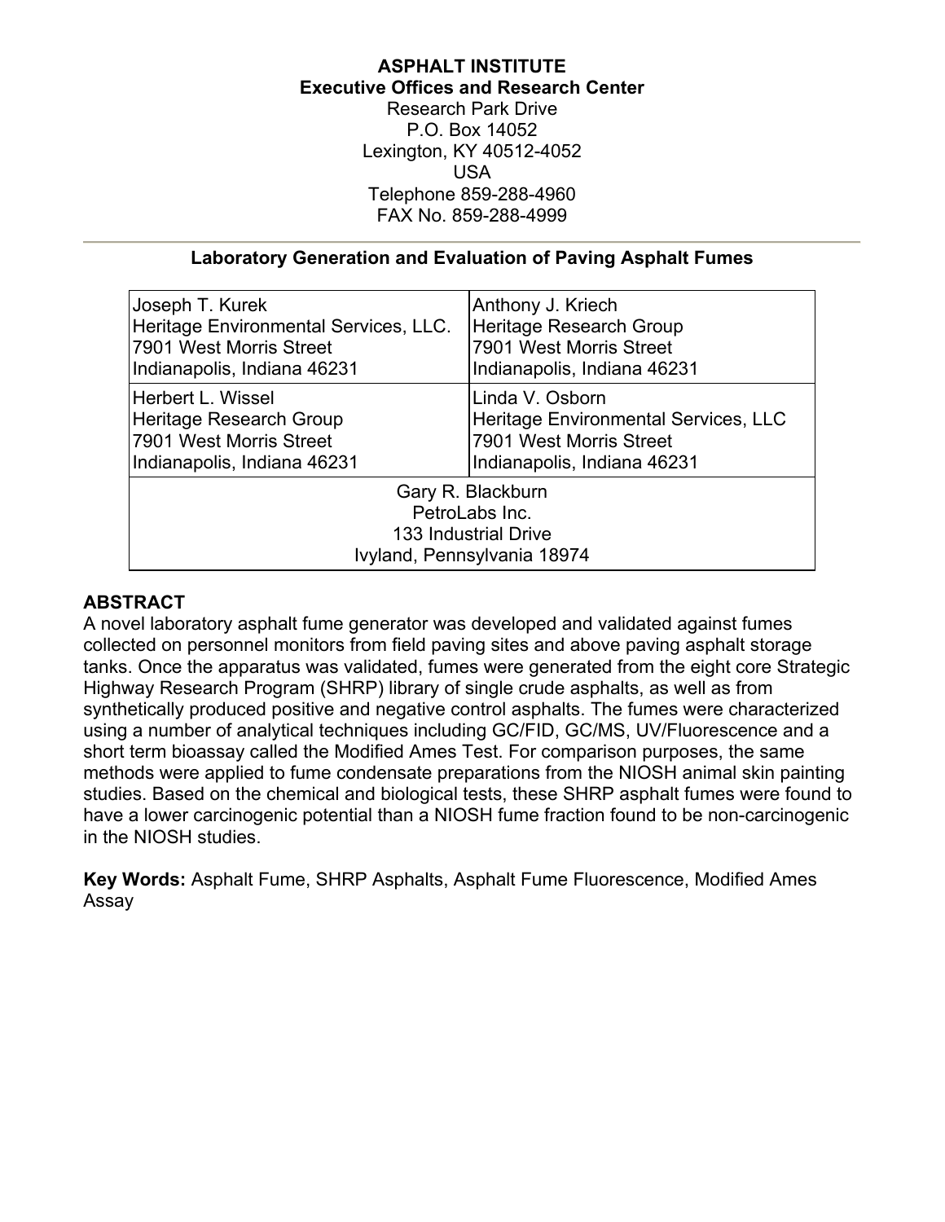**ASPHALT INSTITUTE**
**Executive Offices and Research Center**
Research Park Drive
P.O. Box 14052
Lexington, KY 40512-4052
USA
Telephone 859-288-4960
FAX No. 859-288-4999

---

# Laboratory Generation and Evaluation of Paving Asphalt Fumes

| | |
|---|---|
| Joseph T. Kurek<br>Heritage Environmental Services, LLC.<br>7901 West Morris Street<br>Indianapolis, Indiana 46231 | Anthony J. Kriech<br>Heritage Research Group<br>7901 West Morris Street<br>Indianapolis, Indiana 46231 |
| Herbert L. Wissel<br>Heritage Research Group<br>7901 West Morris Street<br>Indianapolis, Indiana 46231 | Linda V. Osborn<br>Heritage Environmental Services, LLC<br>7901 West Morris Street<br>Indianapolis, Indiana 46231 |
| Gary R. Blackburn<br>PetroLabs Inc.<br>133 Industrial Drive<br>Ivyland, Pennsylvania 18974 | |

## ABSTRACT

A novel laboratory asphalt fume generator was developed and validated against fumes collected on personnel monitors from field paving sites and above paving asphalt storage tanks. Once the apparatus was validated, fumes were generated from the eight core Strategic Highway Research Program (SHRP) library of single crude asphalts, as well as from synthetically produced positive and negative control asphalts. The fumes were characterized using a number of analytical techniques including GC/FID, GC/MS, UV/Fluorescence and a short term bioassay called the Modified Ames Test. For comparison purposes, the same methods were applied to fume condensate preparations from the NIOSH animal skin painting studies. Based on the chemical and biological tests, these SHRP asphalt fumes were found to have a lower carcinogenic potential than a NIOSH fume fraction found to be non-carcinogenic in the NIOSH studies.

**Key Words:** Asphalt Fume, SHRP Asphalts, Asphalt Fume Fluorescence, Modified Ames Assay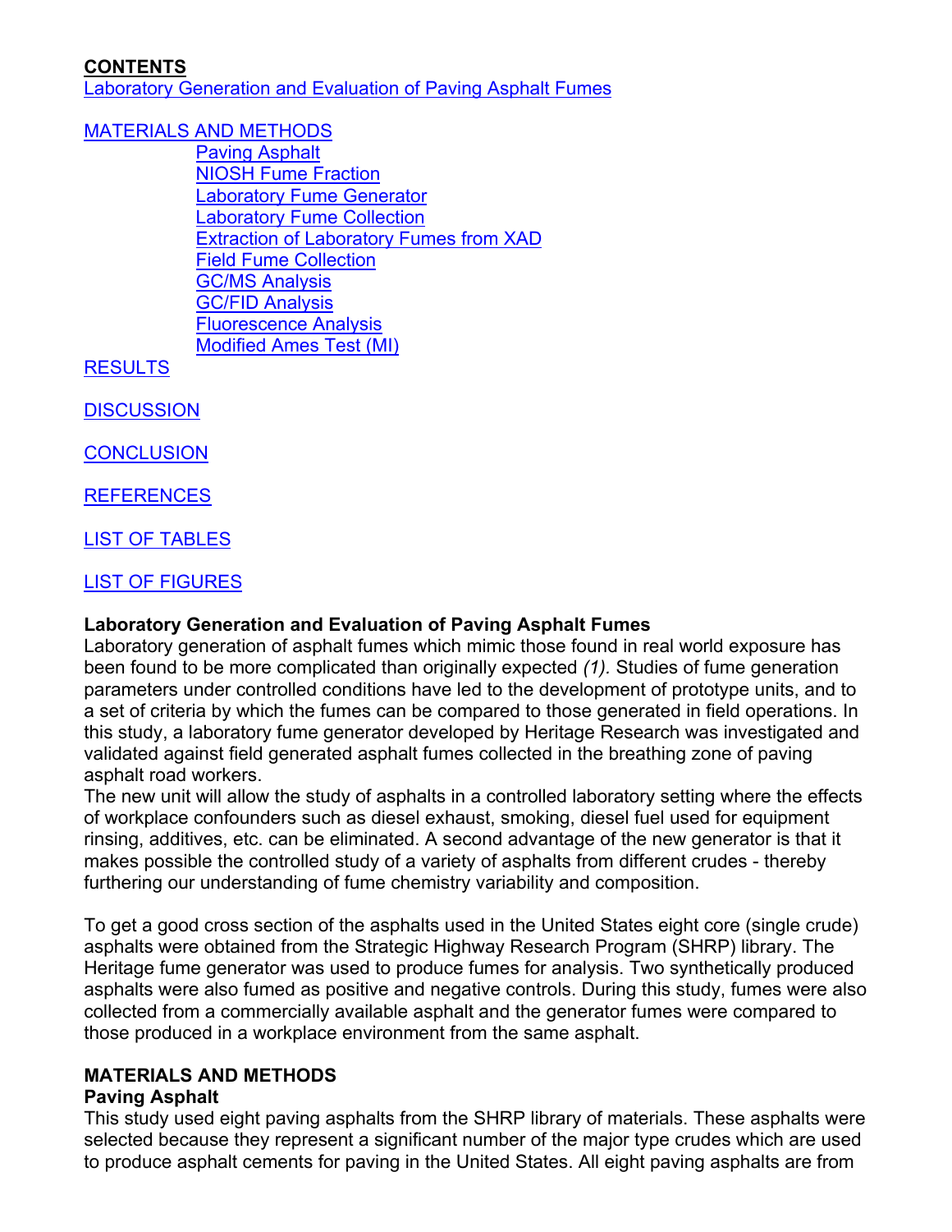**CONTENTS**

Laboratory Generation and Evaluation of Paving Asphalt Fumes

MATERIALS AND METHODS

- Paving Asphalt
- NIOSH Fume Fraction
- Laboratory Fume Generator
- Laboratory Fume Collection
- Extraction of Laboratory Fumes from XAD
- Field Fume Collection
- GC/MS Analysis
- GC/FID Analysis
- Fluorescence Analysis
- Modified Ames Test (MI)

RESULTS

DISCUSSION

CONCLUSION

REFERENCES

LIST OF TABLES

LIST OF FIGURES

## Laboratory Generation and Evaluation of Paving Asphalt Fumes

Laboratory generation of asphalt fumes which mimic those found in real world exposure has been found to be more complicated than originally expected *(1).* Studies of fume generation parameters under controlled conditions have led to the development of prototype units, and to a set of criteria by which the fumes can be compared to those generated in field operations. In this study, a laboratory fume generator developed by Heritage Research was investigated and validated against field generated asphalt fumes collected in the breathing zone of paving asphalt road workers.

The new unit will allow the study of asphalts in a controlled laboratory setting where the effects of workplace confounders such as diesel exhaust, smoking, diesel fuel used for equipment rinsing, additives, etc. can be eliminated. A second advantage of the new generator is that it makes possible the controlled study of a variety of asphalts from different crudes - thereby furthering our understanding of fume chemistry variability and composition.

To get a good cross section of the asphalts used in the United States eight core (single crude) asphalts were obtained from the Strategic Highway Research Program (SHRP) library. The Heritage fume generator was used to produce fumes for analysis. Two synthetically produced asphalts were also fumed as positive and negative controls. During this study, fumes were also collected from a commercially available asphalt and the generator fumes were compared to those produced in a workplace environment from the same asphalt.

## MATERIALS AND METHODS

### Paving Asphalt

This study used eight paving asphalts from the SHRP library of materials. These asphalts were selected because they represent a significant number of the major type crudes which are used to produce asphalt cements for paving in the United States. All eight paving asphalts are from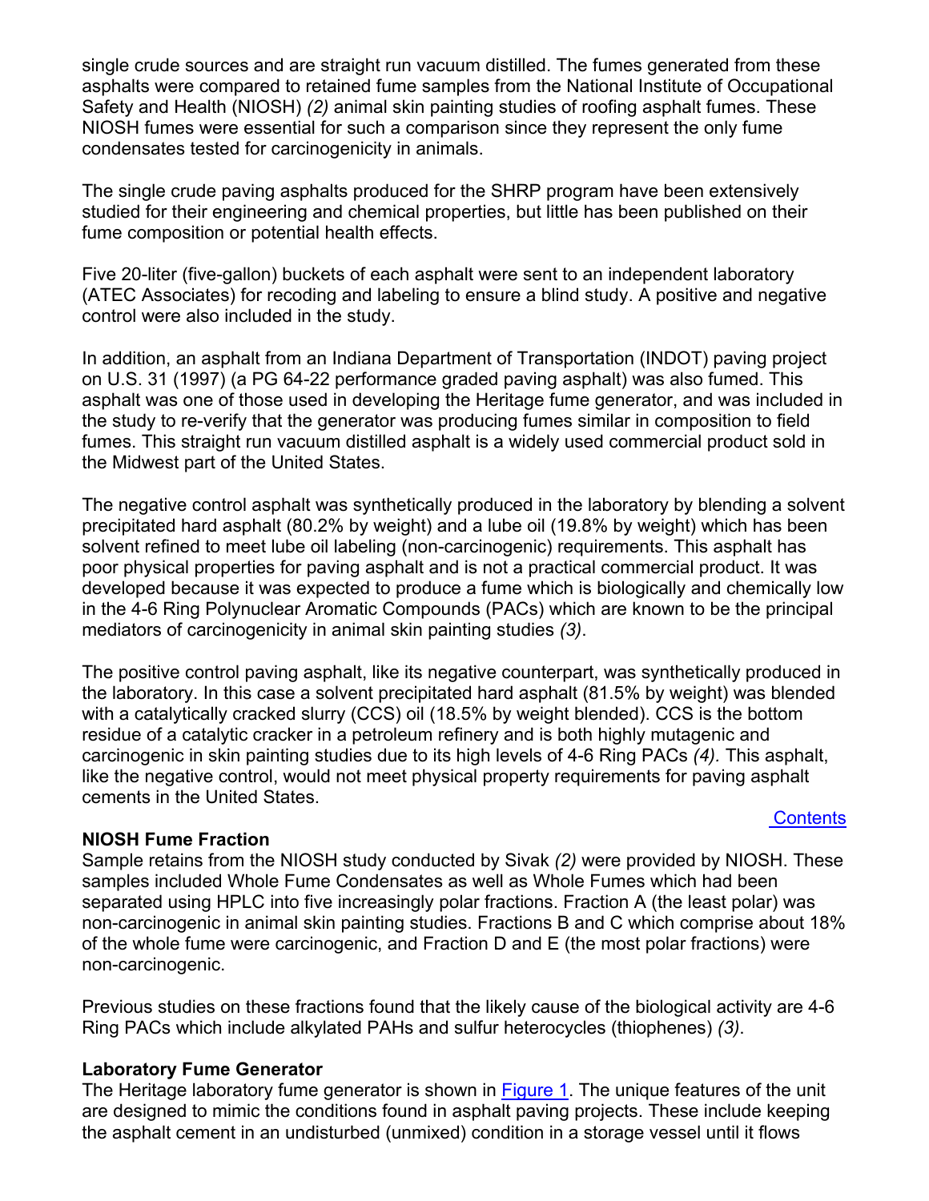single crude sources and are straight run vacuum distilled. The fumes generated from these asphalts were compared to retained fume samples from the National Institute of Occupational Safety and Health (NIOSH) *(2)* animal skin painting studies of roofing asphalt fumes. These NIOSH fumes were essential for such a comparison since they represent the only fume condensates tested for carcinogenicity in animals.

The single crude paving asphalts produced for the SHRP program have been extensively studied for their engineering and chemical properties, but little has been published on their fume composition or potential health effects.

Five 20-liter (five-gallon) buckets of each asphalt were sent to an independent laboratory (ATEC Associates) for recoding and labeling to ensure a blind study. A positive and negative control were also included in the study.

In addition, an asphalt from an Indiana Department of Transportation (INDOT) paving project on U.S. 31 (1997) (a PG 64-22 performance graded paving asphalt) was also fumed. This asphalt was one of those used in developing the Heritage fume generator, and was included in the study to re-verify that the generator was producing fumes similar in composition to field fumes. This straight run vacuum distilled asphalt is a widely used commercial product sold in the Midwest part of the United States.

The negative control asphalt was synthetically produced in the laboratory by blending a solvent precipitated hard asphalt (80.2% by weight) and a lube oil (19.8% by weight) which has been solvent refined to meet lube oil labeling (non-carcinogenic) requirements. This asphalt has poor physical properties for paving asphalt and is not a practical commercial product. It was developed because it was expected to produce a fume which is biologically and chemically low in the 4-6 Ring Polynuclear Aromatic Compounds (PACs) which are known to be the principal mediators of carcinogenicity in animal skin painting studies *(3)*.

The positive control paving asphalt, like its negative counterpart, was synthetically produced in the laboratory. In this case a solvent precipitated hard asphalt (81.5% by weight) was blended with a catalytically cracked slurry (CCS) oil (18.5% by weight blended). CCS is the bottom residue of a catalytic cracker in a petroleum refinery and is both highly mutagenic and carcinogenic in skin painting studies due to its high levels of 4-6 Ring PACs *(4)*. This asphalt, like the negative control, would not meet physical property requirements for paving asphalt cements in the United States.

Contents

**NIOSH Fume Fraction**

Sample retains from the NIOSH study conducted by Sivak *(2)* were provided by NIOSH. These samples included Whole Fume Condensates as well as Whole Fumes which had been separated using HPLC into five increasingly polar fractions. Fraction A (the least polar) was non-carcinogenic in animal skin painting studies. Fractions B and C which comprise about 18% of the whole fume were carcinogenic, and Fraction D and E (the most polar fractions) were non-carcinogenic.

Previous studies on these fractions found that the likely cause of the biological activity are 4-6 Ring PACs which include alkylated PAHs and sulfur heterocycles (thiophenes) *(3)*.

**Laboratory Fume Generator**

The Heritage laboratory fume generator is shown in Figure 1. The unique features of the unit are designed to mimic the conditions found in asphalt paving projects. These include keeping the asphalt cement in an undisturbed (unmixed) condition in a storage vessel until it flows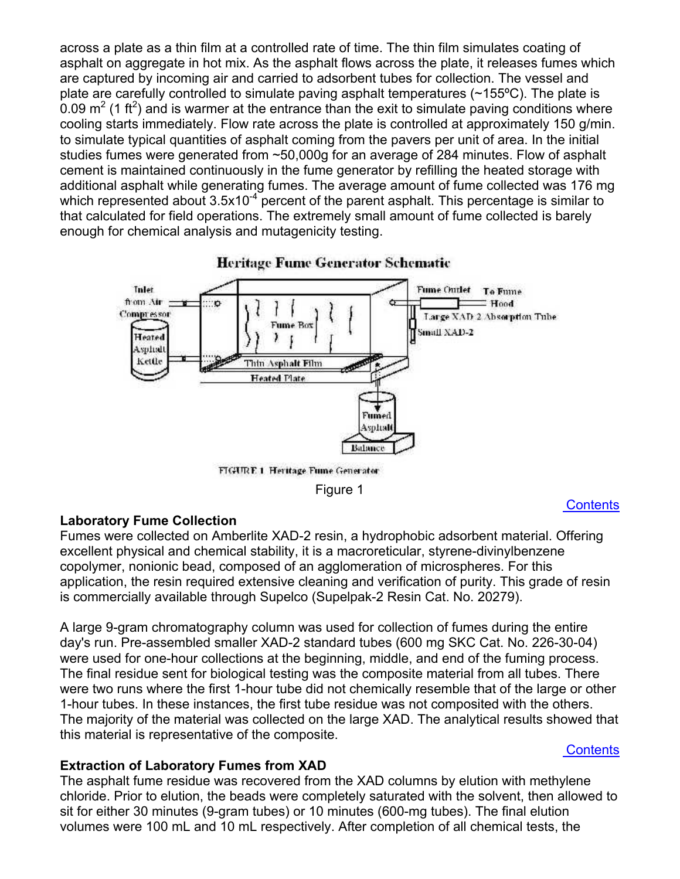across a plate as a thin film at a controlled rate of time. The thin film simulates coating of asphalt on aggregate in hot mix. As the asphalt flows across the plate, it releases fumes which are captured by incoming air and carried to adsorbent tubes for collection. The vessel and plate are carefully controlled to simulate paving asphalt temperatures (~155ºC). The plate is 0.09 $m^2$ (1 $ft^2$) and is warmer at the entrance than the exit to simulate paving conditions where cooling starts immediately. Flow rate across the plate is controlled at approximately 150 g/min. to simulate typical quantities of asphalt coming from the pavers per unit of area. In the initial studies fumes were generated from ~50,000g for an average of 284 minutes. Flow of asphalt cement is maintained continuously in the fume generator by refilling the heated storage with additional asphalt while generating fumes. The average amount of fume collected was 176 mg which represented about $3.5x10^{-4}$ percent of the parent asphalt. This percentage is similar to that calculated for field operations. The extremely small amount of fume collected is barely enough for chemical analysis and mutagenicity testing.

Heritage Fume Generator Schematic

Inlet from Air Compressor

Heated Asphalt Kettle

Fume Box

Thin Asphalt Film

Heated Plate

Fume Outlet

To Fume Hood

Large XAD 2 Absorption Tube

Small XAD-2

Fumed Asphalt

Balance

FIGURE 1 Heritage Fume Generator

Figure 1

Contents

**Laboratory Fume Collection**

Fumes were collected on Amberlite XAD-2 resin, a hydrophobic adsorbent material. Offering excellent physical and chemical stability, it is a macroreticular, styrene-divinylbenzene copolymer, nonionic bead, composed of an agglomeration of microspheres. For this application, the resin required extensive cleaning and verification of purity. This grade of resin is commercially available through Supelco (Supelpak-2 Resin Cat. No. 20279).

A large 9-gram chromatography column was used for collection of fumes during the entire day's run. Pre-assembled smaller XAD-2 standard tubes (600 mg SKC Cat. No. 226-30-04) were used for one-hour collections at the beginning, middle, and end of the fuming process. The final residue sent for biological testing was the composite material from all tubes. There were two runs where the first 1-hour tube did not chemically resemble that of the large or other 1-hour tubes. In these instances, the first tube residue was not composited with the others. The majority of the material was collected on the large XAD. The analytical results showed that this material is representative of the composite.

Contents

**Extraction of Laboratory Fumes from XAD**

The asphalt fume residue was recovered from the XAD columns by elution with methylene chloride. Prior to elution, the beads were completely saturated with the solvent, then allowed to sit for either 30 minutes (9-gram tubes) or 10 minutes (600-mg tubes). The final elution volumes were 100 mL and 10 mL respectively. After completion of all chemical tests, the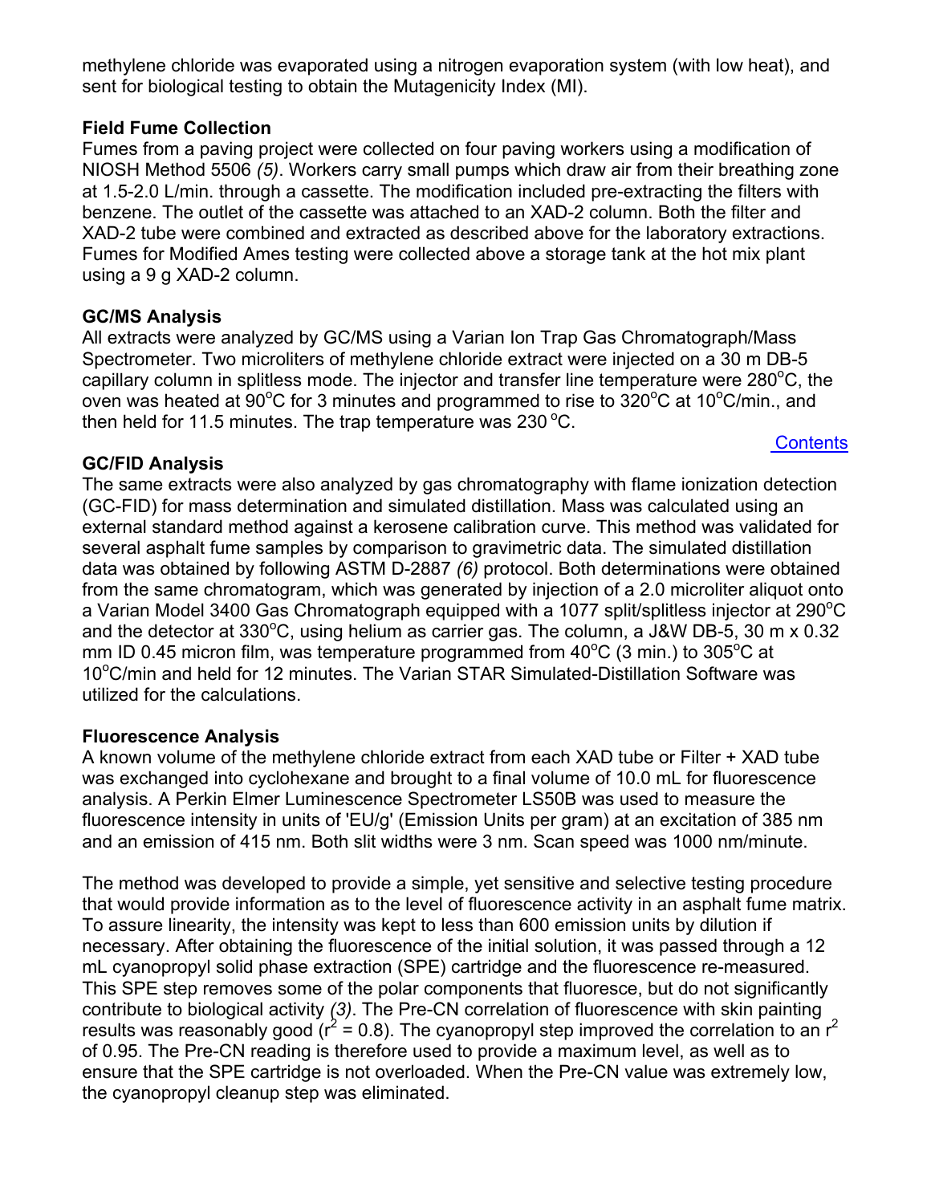methylene chloride was evaporated using a nitrogen evaporation system (with low heat), and sent for biological testing to obtain the Mutagenicity Index (MI).

**Field Fume Collection**

Fumes from a paving project were collected on four paving workers using a modification of NIOSH Method 5506 *(5)*. Workers carry small pumps which draw air from their breathing zone at 1.5-2.0 L/min. through a cassette. The modification included pre-extracting the filters with benzene. The outlet of the cassette was attached to an XAD-2 column. Both the filter and XAD-2 tube were combined and extracted as described above for the laboratory extractions. Fumes for Modified Ames testing were collected above a storage tank at the hot mix plant using a 9 g XAD-2 column.

**GC/MS Analysis**

All extracts were analyzed by GC/MS using a Varian Ion Trap Gas Chromatograph/Mass Spectrometer. Two microliters of methylene chloride extract were injected on a 30 m DB-5 capillary column in splitless mode. The injector and transfer line temperature were 280°C, the oven was heated at 90°C for 3 minutes and programmed to rise to 320°C at 10°C/min., and then held for 11.5 minutes. The trap temperature was 230 °C.

Contents

**GC/FID Analysis**

The same extracts were also analyzed by gas chromatography with flame ionization detection (GC-FID) for mass determination and simulated distillation. Mass was calculated using an external standard method against a kerosene calibration curve. This method was validated for several asphalt fume samples by comparison to gravimetric data. The simulated distillation data was obtained by following ASTM D-2887 *(6)* protocol. Both determinations were obtained from the same chromatogram, which was generated by injection of a 2.0 microliter aliquot onto a Varian Model 3400 Gas Chromatograph equipped with a 1077 split/splitless injector at 290°C and the detector at 330°C, using helium as carrier gas. The column, a J&W DB-5, 30 m x 0.32 mm ID 0.45 micron film, was temperature programmed from 40°C (3 min.) to 305°C at 10°C/min and held for 12 minutes. The Varian STAR Simulated-Distillation Software was utilized for the calculations.

**Fluorescence Analysis**

A known volume of the methylene chloride extract from each XAD tube or Filter + XAD tube was exchanged into cyclohexane and brought to a final volume of 10.0 mL for fluorescence analysis. A Perkin Elmer Luminescence Spectrometer LS50B was used to measure the fluorescence intensity in units of 'EU/g' (Emission Units per gram) at an excitation of 385 nm and an emission of 415 nm. Both slit widths were 3 nm. Scan speed was 1000 nm/minute.

The method was developed to provide a simple, yet sensitive and selective testing procedure that would provide information as to the level of fluorescence activity in an asphalt fume matrix. To assure linearity, the intensity was kept to less than 600 emission units by dilution if necessary. After obtaining the fluorescence of the initial solution, it was passed through a 12 mL cyanopropyl solid phase extraction (SPE) cartridge and the fluorescence re-measured. This SPE step removes some of the polar components that fluoresce, but do not significantly contribute to biological activity *(3)*. The Pre-CN correlation of fluorescence with skin painting results was reasonably good ($r^2 = 0.8$). The cyanopropyl step improved the correlation to an $r^2$ of 0.95. The Pre-CN reading is therefore used to provide a maximum level, as well as to ensure that the SPE cartridge is not overloaded. When the Pre-CN value was extremely low, the cyanopropyl cleanup step was eliminated.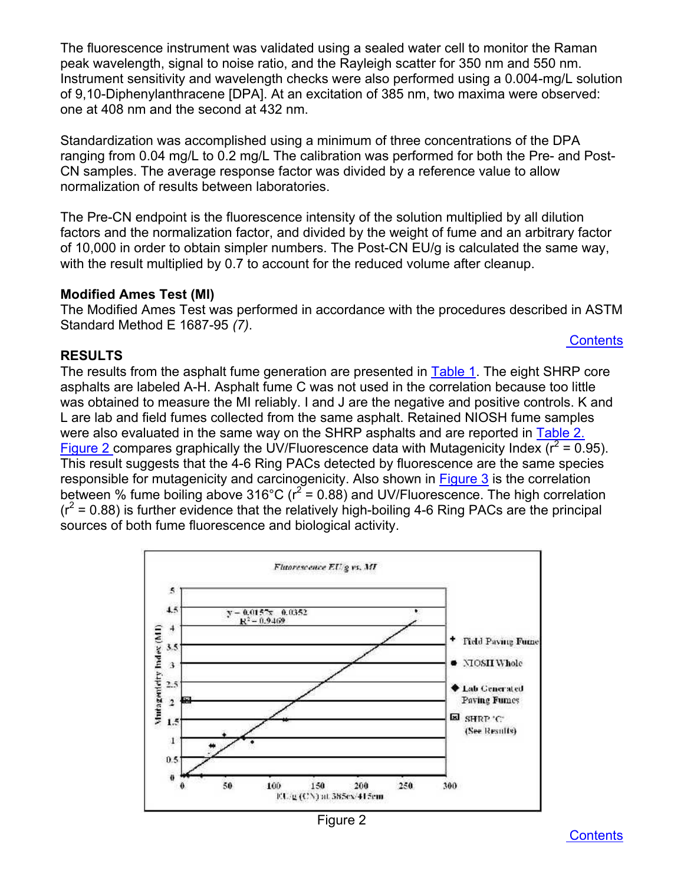The fluorescence instrument was validated using a sealed water cell to monitor the Raman peak wavelength, signal to noise ratio, and the Rayleigh scatter for 350 nm and 550 nm. Instrument sensitivity and wavelength checks were also performed using a 0.004-mg/L solution of 9,10-Diphenylanthracene [DPA]. At an excitation of 385 nm, two maxima were observed: one at 408 nm and the second at 432 nm.

Standardization was accomplished using a minimum of three concentrations of the DPA ranging from 0.04 mg/L to 0.2 mg/L The calibration was performed for both the Pre- and Post-CN samples. The average response factor was divided by a reference value to allow normalization of results between laboratories.

The Pre-CN endpoint is the fluorescence intensity of the solution multiplied by all dilution factors and the normalization factor, and divided by the weight of fume and an arbitrary factor of 10,000 in order to obtain simpler numbers. The Post-CN EU/g is calculated the same way, with the result multiplied by 0.7 to account for the reduced volume after cleanup.

### Modified Ames Test (MI)

The Modified Ames Test was performed in accordance with the procedures described in ASTM Standard Method E 1687-95 *(7)*.

Contents

## RESULTS

The results from the asphalt fume generation are presented in Table 1. The eight SHRP core asphalts are labeled A-H. Asphalt fume C was not used in the correlation because too little was obtained to measure the MI reliably. I and J are the negative and positive controls. K and L are lab and field fumes collected from the same asphalt. Retained NIOSH fume samples were also evaluated in the same way on the SHRP asphalts and are reported in Table 2. Figure 2 compares graphically the UV/Fluorescence data with Mutagenicity Index ($r^2$ = 0.95). This result suggests that the 4-6 Ring PACs detected by fluorescence are the same species responsible for mutagenicity and carcinogenicity. Also shown in Figure 3 is the correlation between % fume boiling above 316°C ($r^2$ = 0.88) and UV/Fluorescence. The high correlation ($r^2$ = 0.88) is further evidence that the relatively high-boiling 4-6 Ring PACs are the principal sources of both fume fluorescence and biological activity.

Fluorescence EU/g vs. MI

y = 0.0157x - 0.0352
$R^2$ = 0.9469

Mutagenicity Index (MI)

0
0.5
1
1.5
2
2.5
3
3.5
4
4.5
5

0
50
100
150
200
250
300

EU/g (CN) at 385ex/415em

Field Paving Fume
NIOSH Whole
Lab Generated Paving Fumes
SHRP 'C' (See Results)

Figure 2

Contents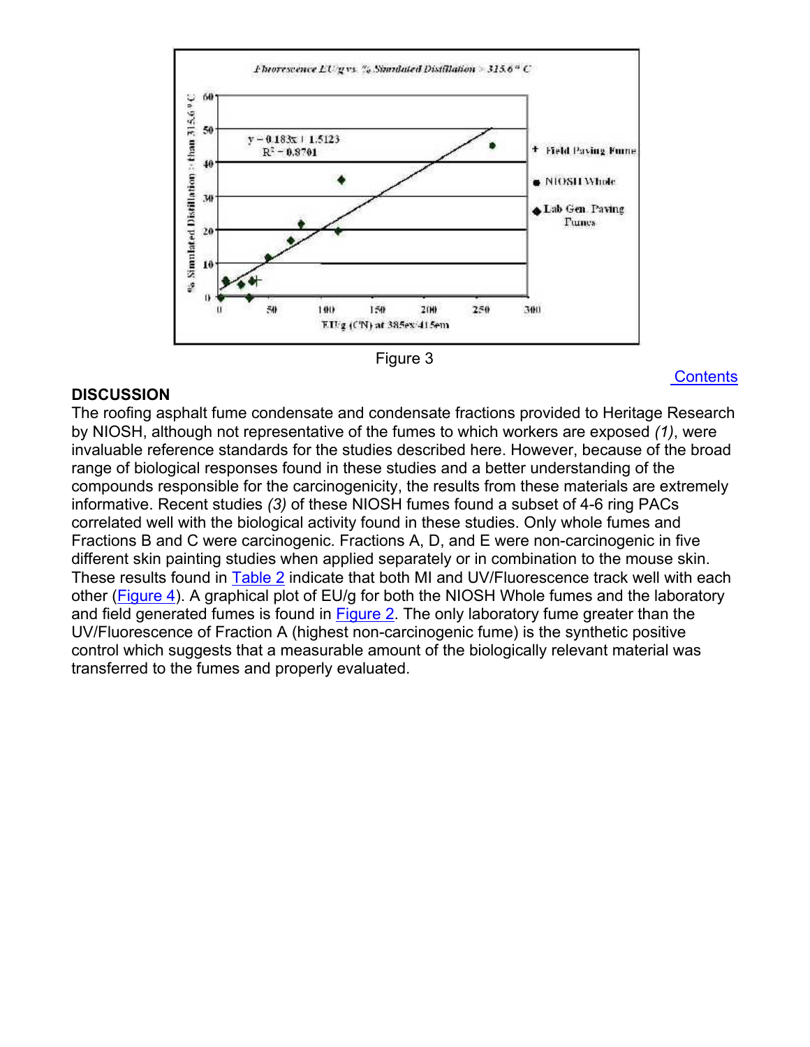Fluorescence EU/g vs. % Simulated Distillation > 315.6 ° C

% Simulated Distillation > than 315.6 ° C

60
50
40
30
20
10
0

0
50
100
150
200
250
300

EU/g (CN) at 385ex/415em

y = 0.183x + 1.5123
$R^2 = 0.8701$

+ Field Paving Fume
● NIOSH Whole
◆ Lab Gen. Paving Fumes

Figure 3

Contents

**DISCUSSION**

The roofing asphalt fume condensate and condensate fractions provided to Heritage Research by NIOSH, although not representative of the fumes to which workers are exposed *(1)*, were invaluable reference standards for the studies described here. However, because of the broad range of biological responses found in these studies and a better understanding of the compounds responsible for the carcinogenicity, the results from these materials are extremely informative. Recent studies *(3)* of these NIOSH fumes found a subset of 4-6 ring PACs correlated well with the biological activity found in these studies. Only whole fumes and Fractions B and C were carcinogenic. Fractions A, D, and E were non-carcinogenic in five different skin painting studies when applied separately or in combination to the mouse skin. These results found in Table 2 indicate that both MI and UV/Fluorescence track well with each other (Figure 4). A graphical plot of EU/g for both the NIOSH Whole fumes and the laboratory and field generated fumes is found in Figure 2. The only laboratory fume greater than the UV/Fluorescence of Fraction A (highest non-carcinogenic fume) is the synthetic positive control which suggests that a measurable amount of the biologically relevant material was transferred to the fumes and properly evaluated.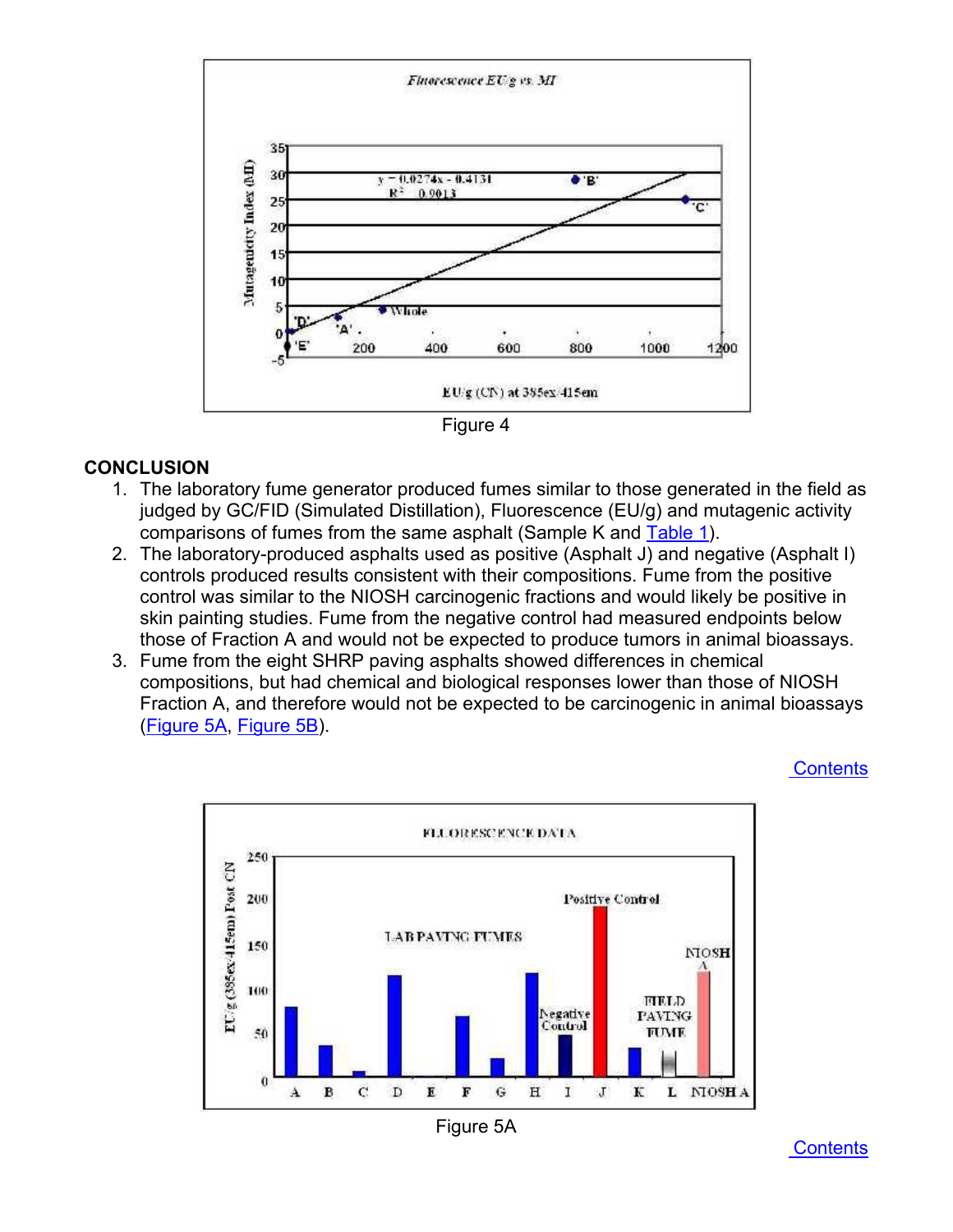*Fluorescence EU/g vs. MI*

y = 0.0274x - 0.4131

$R^2$ = 0.9013

Mutagenicity Index (MI)

35
30
25
20
15
10
5
0
-5

'B'
'C'
Whole
'D'
'A'
'E'

200 400 600 800 1000 1200

EU/g (CN) at 385ex/415em

Figure 4

## CONCLUSION

1. The laboratory fume generator produced fumes similar to those generated in the field as judged by GC/FID (Simulated Distillation), Fluorescence (EU/g) and mutagenic activity comparisons of fumes from the same asphalt (Sample K and Table 1).
2. The laboratory-produced asphalts used as positive (Asphalt J) and negative (Asphalt I) controls produced results consistent with their compositions. Fume from the positive control was similar to the NIOSH carcinogenic fractions and would likely be positive in skin painting studies. Fume from the negative control had measured endpoints below those of Fraction A and would not be expected to produce tumors in animal bioassays.
3. Fume from the eight SHRP paving asphalts showed differences in chemical compositions, but had chemical and biological responses lower than those of NIOSH Fraction A, and therefore would not be expected to be carcinogenic in animal bioassays (Figure 5A, Figure 5B).

Contents

FLUORESCENCE DATA

EU/g (385ex/415em) Post CN

250
200
150
100
50
0

LAB PAVING FUMES
Positive Control
Negative Control
FIELD PAVING FUME
NIOSH A

A B C D E F G H I J K L NIOSH A

Figure 5A

Contents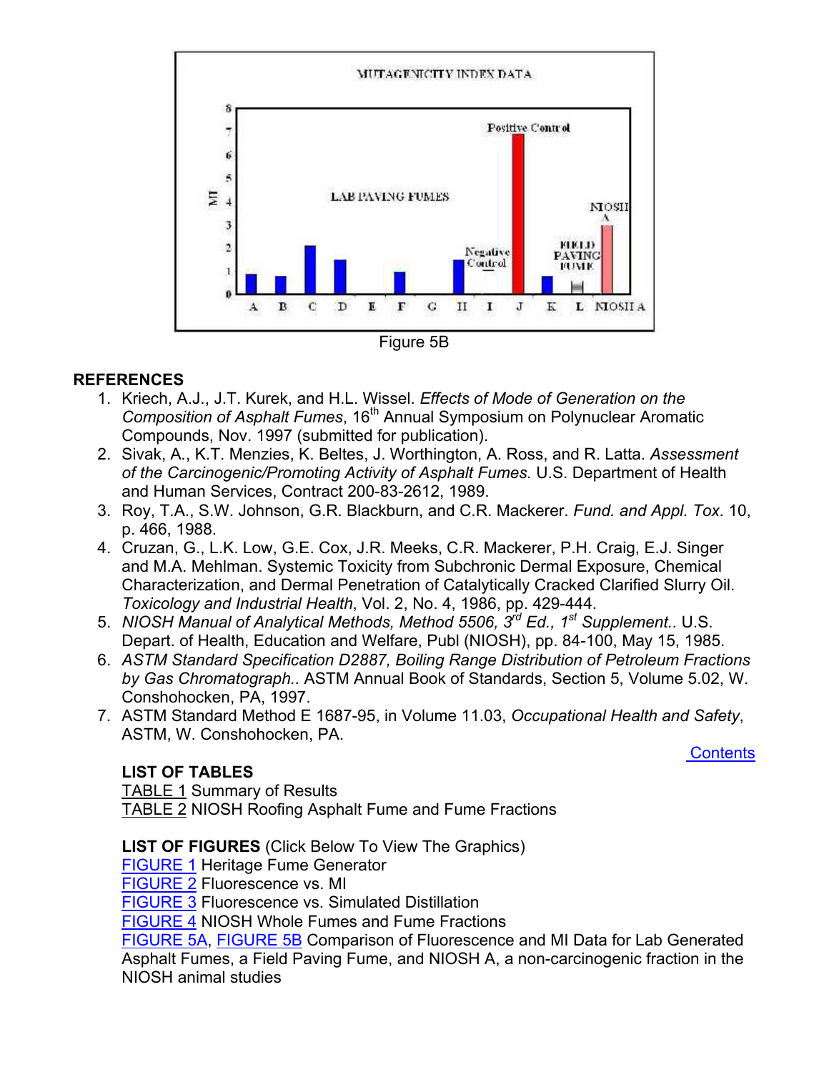Figure 5B

## REFERENCES

1. Kriech, A.J., J.T. Kurek, and H.L. Wissel. *Effects of Mode of Generation on the Composition of Asphalt Fumes*, 16th Annual Symposium on Polynuclear Aromatic Compounds, Nov. 1997 (submitted for publication).
2. Sivak, A., K.T. Menzies, K. Beltes, J. Worthington, A. Ross, and R. Latta. *Assessment of the Carcinogenic/Promoting Activity of Asphalt Fumes.* U.S. Department of Health and Human Services, Contract 200-83-2612, 1989.
3. Roy, T.A., S.W. Johnson, G.R. Blackburn, and C.R. Mackerer. *Fund. and Appl. Tox*. 10, p. 466, 1988.
4. Cruzan, G., L.K. Low, G.E. Cox, J.R. Meeks, C.R. Mackerer, P.H. Craig, E.J. Singer and M.A. Mehlman. Systemic Toxicity from Subchronic Dermal Exposure, Chemical Characterization, and Dermal Penetration of Catalytically Cracked Clarified Slurry Oil. *Toxicology and Industrial Health*, Vol. 2, No. 4, 1986, pp. 429-444.
5. *NIOSH Manual of Analytical Methods, Method 5506, 3rd Ed., 1st Supplement..* U.S. Depart. of Health, Education and Welfare, Publ (NIOSH), pp. 84-100, May 15, 1985.
6. *ASTM Standard Specification D2887, Boiling Range Distribution of Petroleum Fractions by Gas Chromatograph..* ASTM Annual Book of Standards, Section 5, Volume 5.02, W. Conshohocken, PA, 1997.
7. ASTM Standard Method E 1687-95, in Volume 11.03, *Occupational Health and Safety*, ASTM, W. Conshohocken, PA.

Contents

**LIST OF TABLES**

TABLE 1 Summary of Results
TABLE 2 NIOSH Roofing Asphalt Fume and Fume Fractions

**LIST OF FIGURES** (Click Below To View The Graphics)

FIGURE 1 Heritage Fume Generator
FIGURE 2 Fluorescence vs. MI
FIGURE 3 Fluorescence vs. Simulated Distillation
FIGURE 4 NIOSH Whole Fumes and Fume Fractions
FIGURE 5A, FIGURE 5B Comparison of Fluorescence and MI Data for Lab Generated Asphalt Fumes, a Field Paving Fume, and NIOSH A, a non-carcinogenic fraction in the NIOSH animal studies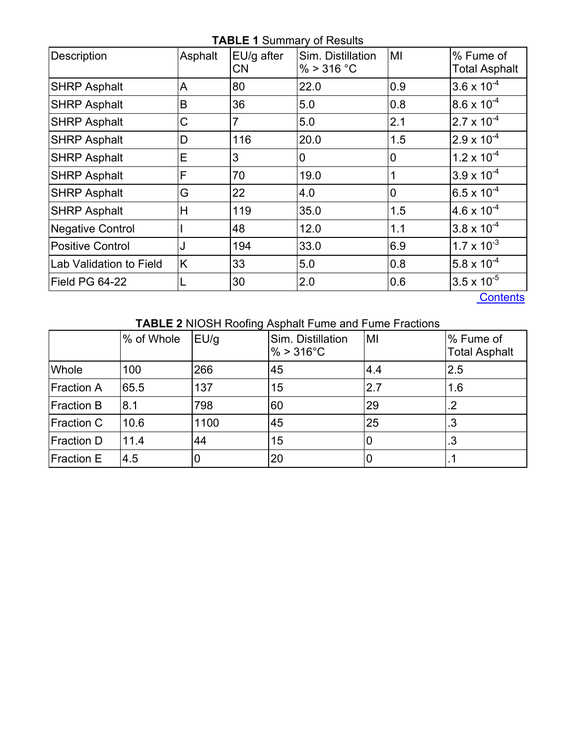**TABLE 1** Summary of Results

| Description | Asphalt | EU/g after CN | Sim. Distillation % > 316 °C | MI | % Fume of Total Asphalt |
|---|---|---|---|---|---|
| SHRP Asphalt | A | 80 | 22.0 | 0.9 | $3.6 \times 10^{-4}$ |
| SHRP Asphalt | B | 36 | 5.0 | 0.8 | $8.6 \times 10^{-4}$ |
| SHRP Asphalt | C | 7 | 5.0 | 2.1 | $2.7 \times 10^{-4}$ |
| SHRP Asphalt | D | 116 | 20.0 | 1.5 | $2.9 \times 10^{-4}$ |
| SHRP Asphalt | E | 3 | 0 | 0 | $1.2 \times 10^{-4}$ |
| SHRP Asphalt | F | 70 | 19.0 | 1 | $3.9 \times 10^{-4}$ |
| SHRP Asphalt | G | 22 | 4.0 | 0 | $6.5 \times 10^{-4}$ |
| SHRP Asphalt | H | 119 | 35.0 | 1.5 | $4.6 \times 10^{-4}$ |
| Negative Control | I | 48 | 12.0 | 1.1 | $3.8 \times 10^{-4}$ |
| Positive Control | J | 194 | 33.0 | 6.9 | $1.7 \times 10^{-3}$ |
| Lab Validation to Field | K | 33 | 5.0 | 0.8 | $5.8 \times 10^{-4}$ |
| Field PG 64-22 | L | 30 | 2.0 | 0.6 | $3.5 \times 10^{-5}$ |

Contents

**TABLE 2** NIOSH Roofing Asphalt Fume and Fume Fractions

| | % of Whole | EU/g | Sim. Distillation % > 316°C | MI | % Fume of Total Asphalt |
|---|---|---|---|---|---|
| Whole | 100 | 266 | 45 | 4.4 | 2.5 |
| Fraction A | 65.5 | 137 | 15 | 2.7 | 1.6 |
| Fraction B | 8.1 | 798 | 60 | 29 | .2 |
| Fraction C | 10.6 | 1100 | 45 | 25 | .3 |
| Fraction D | 11.4 | 44 | 15 | 0 | .3 |
| Fraction E | 4.5 | 0 | 20 | 0 | .1 |